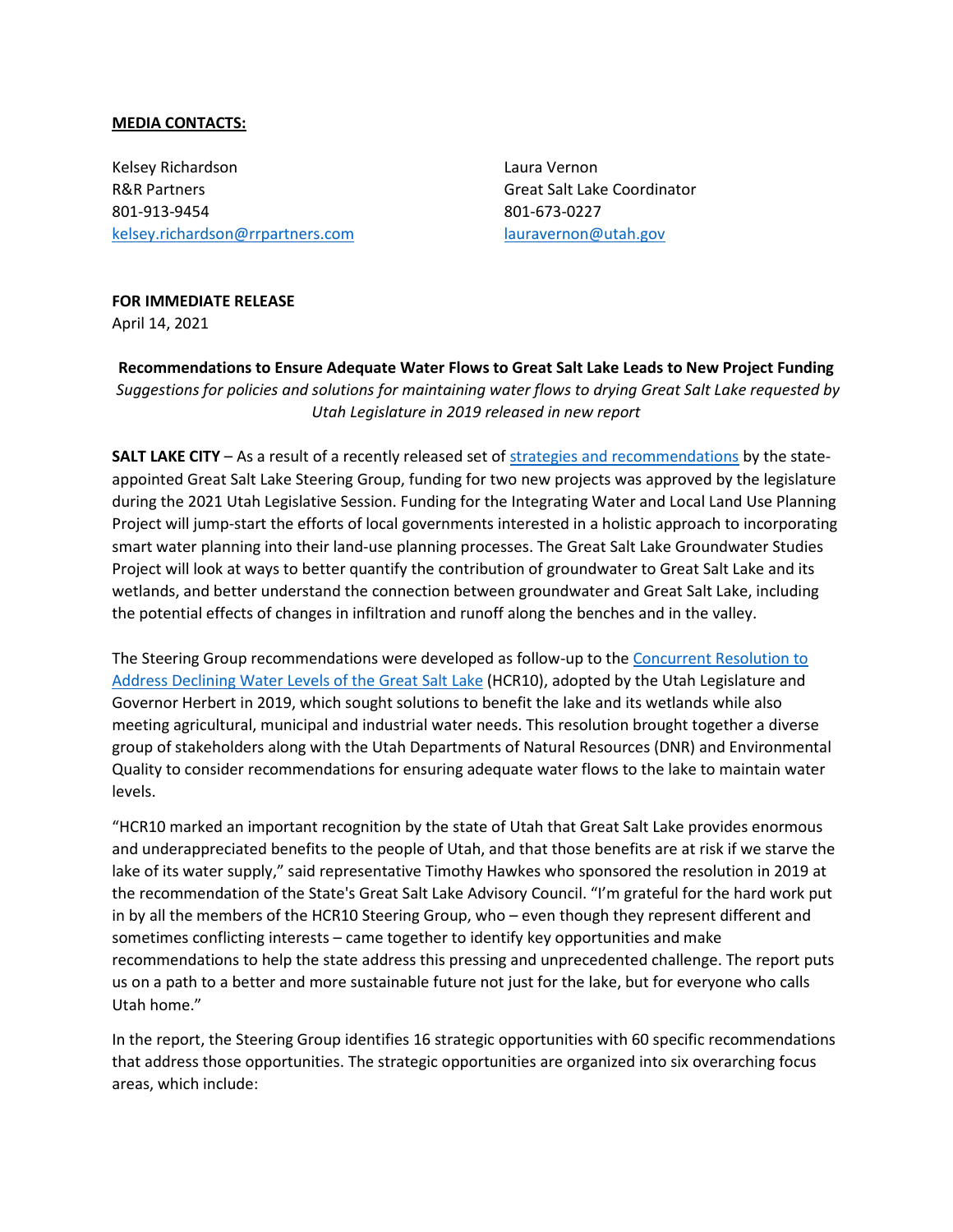**MEDIA CONTACTS:**

Kelsey Richardson
R&R Partners
801-913-9454
kelsey.richardson@rrpartners.com

Laura Vernon
Great Salt Lake Coordinator
801-673-0227
lauravernon@utah.gov

**FOR IMMEDIATE RELEASE**
April 14, 2021

**Recommendations to Ensure Adequate Water Flows to Great Salt Lake Leads to New Project Funding**

*Suggestions for policies and solutions for maintaining water flows to drying Great Salt Lake requested by Utah Legislature in 2019 released in new report*

**SALT LAKE CITY** – As a result of a recently released set of strategies and recommendations by the state-appointed Great Salt Lake Steering Group, funding for two new projects was approved by the legislature during the 2021 Utah Legislative Session. Funding for the Integrating Water and Local Land Use Planning Project will jump-start the efforts of local governments interested in a holistic approach to incorporating smart water planning into their land-use planning processes. The Great Salt Lake Groundwater Studies Project will look at ways to better quantify the contribution of groundwater to Great Salt Lake and its wetlands, and better understand the connection between groundwater and Great Salt Lake, including the potential effects of changes in infiltration and runoff along the benches and in the valley.

The Steering Group recommendations were developed as follow-up to the Concurrent Resolution to Address Declining Water Levels of the Great Salt Lake (HCR10), adopted by the Utah Legislature and Governor Herbert in 2019, which sought solutions to benefit the lake and its wetlands while also meeting agricultural, municipal and industrial water needs. This resolution brought together a diverse group of stakeholders along with the Utah Departments of Natural Resources (DNR) and Environmental Quality to consider recommendations for ensuring adequate water flows to the lake to maintain water levels.

"HCR10 marked an important recognition by the state of Utah that Great Salt Lake provides enormous and underappreciated benefits to the people of Utah, and that those benefits are at risk if we starve the lake of its water supply," said representative Timothy Hawkes who sponsored the resolution in 2019 at the recommendation of the State's Great Salt Lake Advisory Council. "I'm grateful for the hard work put in by all the members of the HCR10 Steering Group, who – even though they represent different and sometimes conflicting interests – came together to identify key opportunities and make recommendations to help the state address this pressing and unprecedented challenge. The report puts us on a path to a better and more sustainable future not just for the lake, but for everyone who calls Utah home."

In the report, the Steering Group identifies 16 strategic opportunities with 60 specific recommendations that address those opportunities. The strategic opportunities are organized into six overarching focus areas, which include: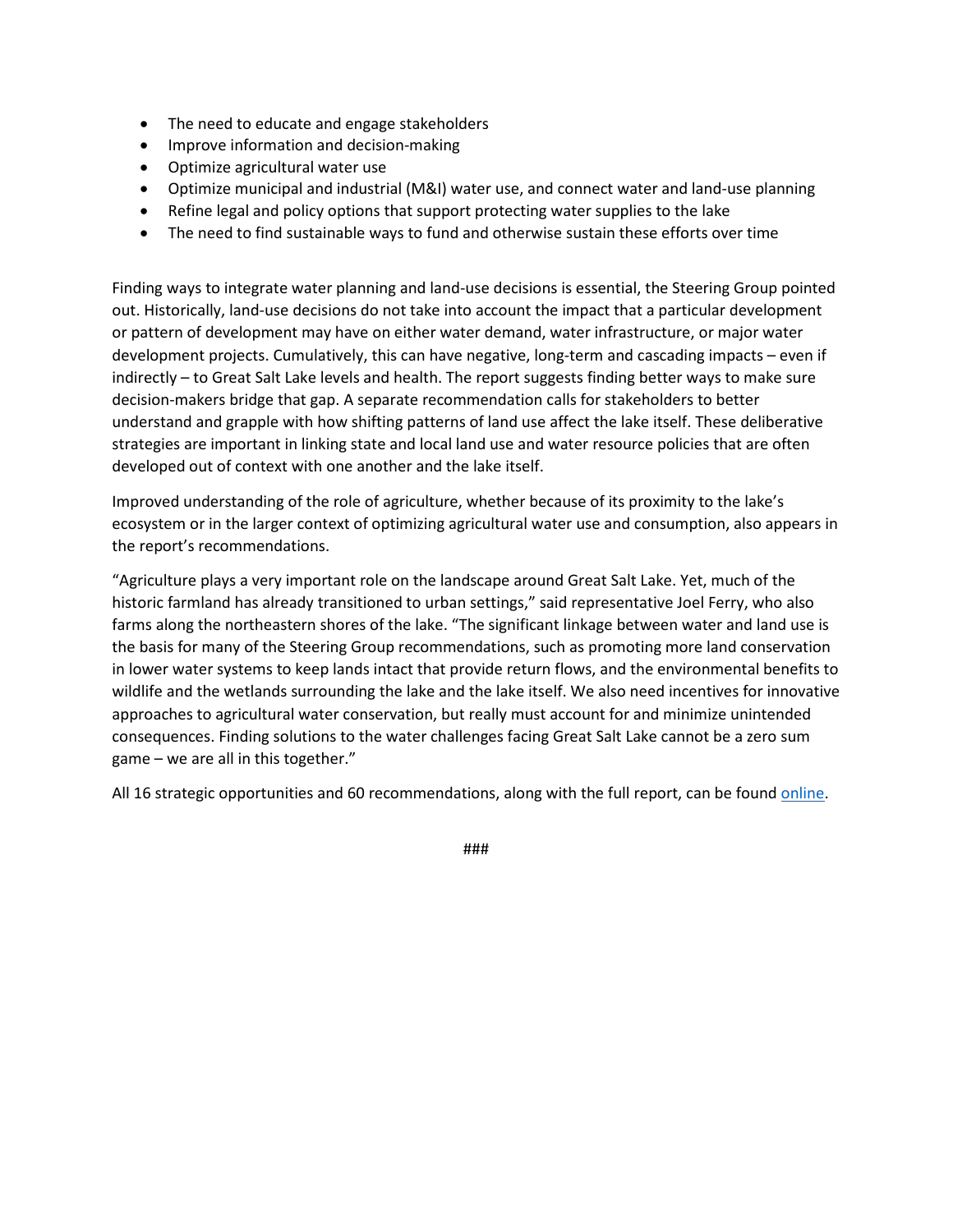- The need to educate and engage stakeholders
- Improve information and decision-making
- Optimize agricultural water use
- Optimize municipal and industrial (M&I) water use, and connect water and land-use planning
- Refine legal and policy options that support protecting water supplies to the lake
- The need to find sustainable ways to fund and otherwise sustain these efforts over time

Finding ways to integrate water planning and land-use decisions is essential, the Steering Group pointed out. Historically, land-use decisions do not take into account the impact that a particular development or pattern of development may have on either water demand, water infrastructure, or major water development projects. Cumulatively, this can have negative, long-term and cascading impacts – even if indirectly – to Great Salt Lake levels and health. The report suggests finding better ways to make sure decision-makers bridge that gap. A separate recommendation calls for stakeholders to better understand and grapple with how shifting patterns of land use affect the lake itself. These deliberative strategies are important in linking state and local land use and water resource policies that are often developed out of context with one another and the lake itself.

Improved understanding of the role of agriculture, whether because of its proximity to the lake's ecosystem or in the larger context of optimizing agricultural water use and consumption, also appears in the report's recommendations.

"Agriculture plays a very important role on the landscape around Great Salt Lake. Yet, much of the historic farmland has already transitioned to urban settings," said representative Joel Ferry, who also farms along the northeastern shores of the lake. "The significant linkage between water and land use is the basis for many of the Steering Group recommendations, such as promoting more land conservation in lower water systems to keep lands intact that provide return flows, and the environmental benefits to wildlife and the wetlands surrounding the lake and the lake itself. We also need incentives for innovative approaches to agricultural water conservation, but really must account for and minimize unintended consequences. Finding solutions to the water challenges facing Great Salt Lake cannot be a zero sum game – we are all in this together."

All 16 strategic opportunities and 60 recommendations, along with the full report, can be found online.

###